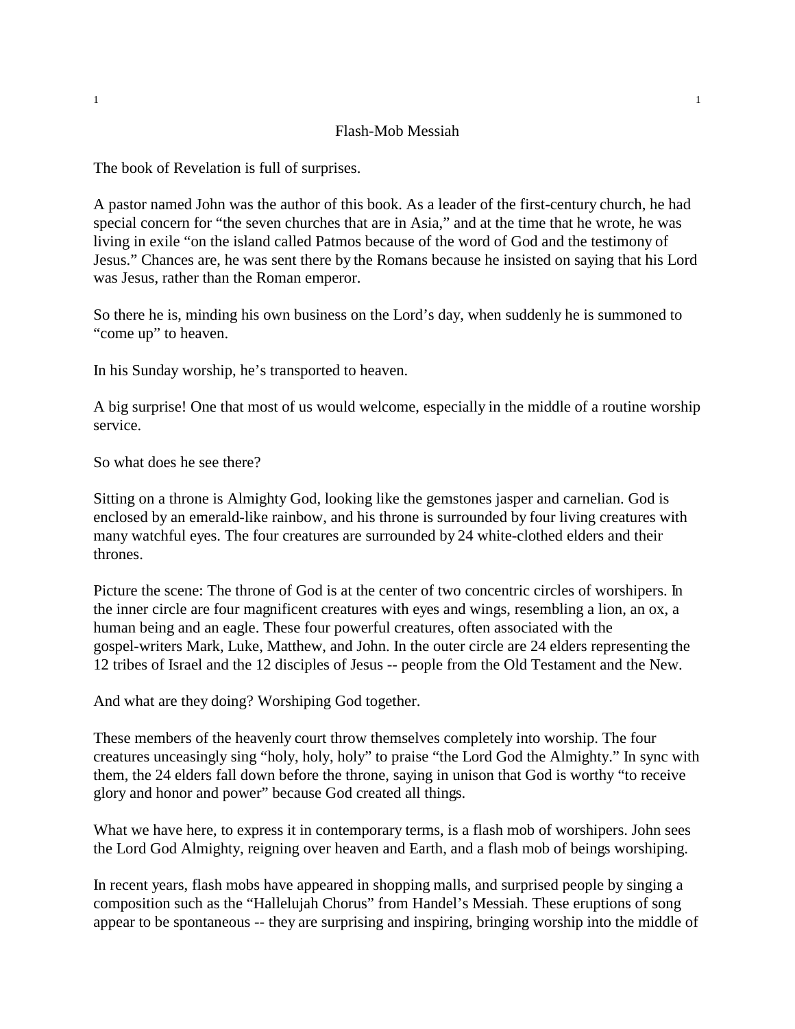# Flash-Mob Messiah

The book of Revelation is full of surprises.

A pastor named John was the author of this book. As a leader of the first-century church, he had special concern for "the seven churches that are in Asia," and at the time that he wrote, he was living in exile "on the island called Patmos because of the word of God and the testimony of Jesus." Chances are, he was sent there by the Romans because he insisted on saying that his Lord was Jesus, rather than the Roman emperor.

So there he is, minding his own business on the Lord's day, when suddenly he is summoned to "come up" to heaven.

In his Sunday worship, he's transported to heaven.

A big surprise! One that most of us would welcome, especially in the middle of a routine worship service.

So what does he see there?

Sitting on a throne is Almighty God, looking like the gemstones jasper and carnelian. God is enclosed by an emerald-like rainbow, and his throne is surrounded by four living creatures with many watchful eyes. The four creatures are surrounded by 24 white-clothed elders and their thrones.

Picture the scene: The throne of God is at the center of two concentric circles of worshipers. In the inner circle are four magnificent creatures with eyes and wings, resembling a lion, an ox, a human being and an eagle. These four powerful creatures, often associated with the gospel-writers Mark, Luke, Matthew, and John. In the outer circle are 24 elders representing the 12 tribes of Israel and the 12 disciples of Jesus -- people from the Old Testament and the New.

And what are they doing? Worshiping God together.

These members of the heavenly court throw themselves completely into worship. The four creatures unceasingly sing "holy, holy, holy" to praise "the Lord God the Almighty." In sync with them, the 24 elders fall down before the throne, saying in unison that God is worthy "to receive glory and honor and power" because God created all things.

What we have here, to express it in contemporary terms, is a flash mob of worshipers. John sees the Lord God Almighty, reigning over heaven and Earth, and a flash mob of beings worshiping.

In recent years, flash mobs have appeared in shopping malls, and surprised people by singing a composition such as the "Hallelujah Chorus" from Handel's Messiah. These eruptions of song appear to be spontaneous -- they are surprising and inspiring, bringing worship into the middle of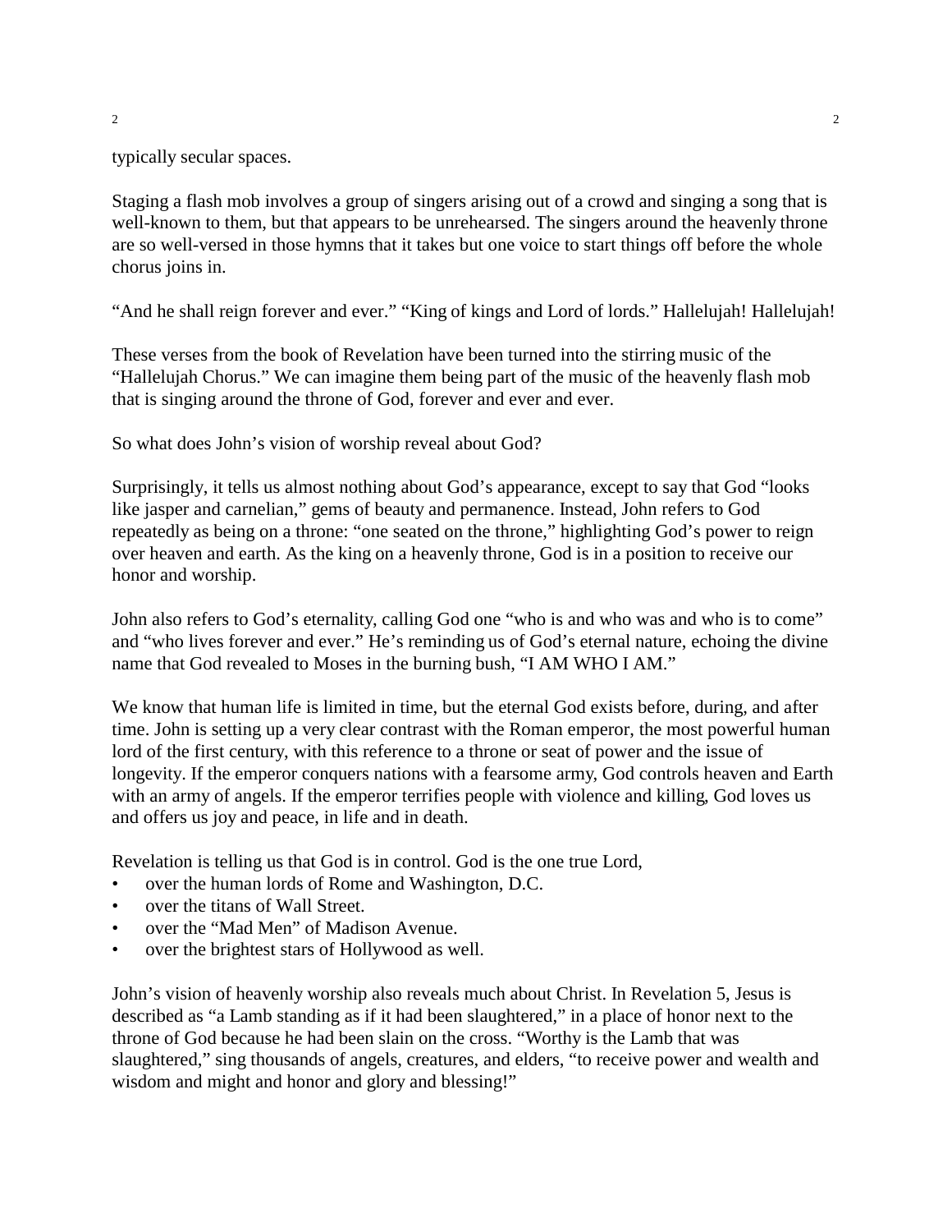typically secular spaces.

Staging a flash mob involves a group of singers arising out of a crowd and singing a song that is well-known to them, but that appears to be unrehearsed. The singers around the heavenly throne are so well-versed in those hymns that it takes but one voice to start things off before the whole chorus joins in.

“And he shall reign forever and ever.” “King of kings and Lord of lords.” Hallelujah! Hallelujah!

These verses from the book of Revelation have been turned into the stirring music of the “Hallelujah Chorus.” We can imagine them being part of the music of the heavenly flash mob that is singing around the throne of God, forever and ever and ever.

So what does John’s vision of worship reveal about God?

Surprisingly, it tells us almost nothing about God’s appearance, except to say that God “looks like jasper and carnelian,” gems of beauty and permanence. Instead, John refers to God repeatedly as being on a throne: “one seated on the throne,” highlighting God’s power to reign over heaven and earth. As the king on a heavenly throne, God is in a position to receive our honor and worship.

John also refers to God’s eternality, calling God one “who is and who was and who is to come” and “who lives forever and ever.” He’s reminding us of God’s eternal nature, echoing the divine name that God revealed to Moses in the burning bush, “I AM WHO I AM.”

We know that human life is limited in time, but the eternal God exists before, during, and after time. John is setting up a very clear contrast with the Roman emperor, the most powerful human lord of the first century, with this reference to a throne or seat of power and the issue of longevity. If the emperor conquers nations with a fearsome army, God controls heaven and Earth with an army of angels. If the emperor terrifies people with violence and killing, God loves us and offers us joy and peace, in life and in death.

Revelation is telling us that God is in control. God is the one true Lord,

- over the human lords of Rome and Washington, D.C.
- over the titans of Wall Street.
- over the “Mad Men” of Madison Avenue.
- over the brightest stars of Hollywood as well.

John’s vision of heavenly worship also reveals much about Christ. In Revelation 5, Jesus is described as “a Lamb standing as if it had been slaughtered,” in a place of honor next to the throne of God because he had been slain on the cross. “Worthy is the Lamb that was slaughtered,” sing thousands of angels, creatures, and elders, “to receive power and wealth and wisdom and might and honor and glory and blessing!”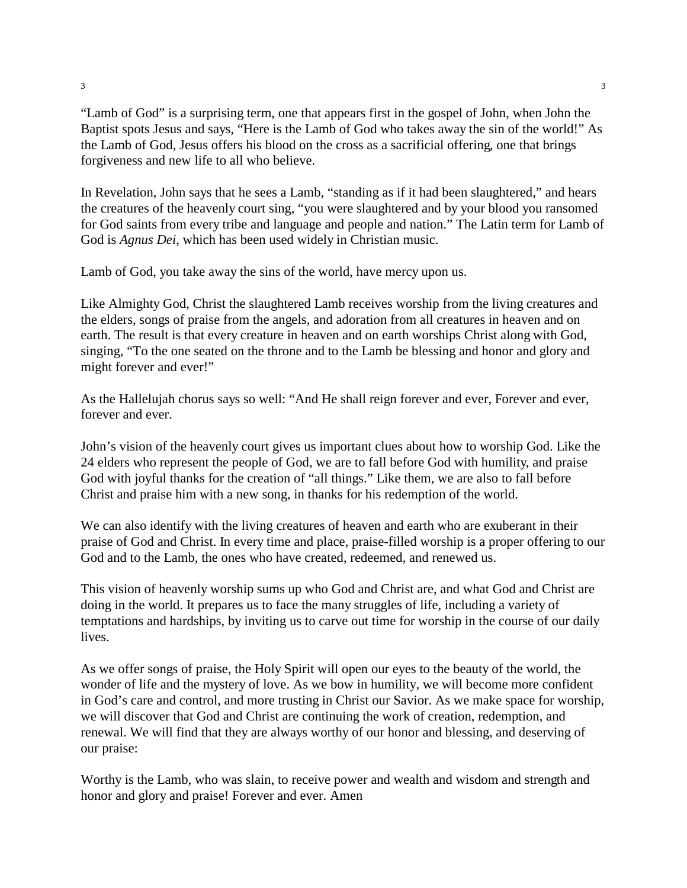"Lamb of God" is a surprising term, one that appears first in the gospel of John, when John the Baptist spots Jesus and says, "Here is the Lamb of God who takes away the sin of the world!" As the Lamb of God, Jesus offers his blood on the cross as a sacrificial offering, one that brings forgiveness and new life to all who believe.

In Revelation, John says that he sees a Lamb, "standing as if it had been slaughtered," and hears the creatures of the heavenly court sing, "you were slaughtered and by your blood you ransomed for God saints from every tribe and language and people and nation." The Latin term for Lamb of God is *Agnus Dei*, which has been used widely in Christian music.

Lamb of God, you take away the sins of the world, have mercy upon us.

Like Almighty God, Christ the slaughtered Lamb receives worship from the living creatures and the elders, songs of praise from the angels, and adoration from all creatures in heaven and on earth. The result is that every creature in heaven and on earth worships Christ along with God, singing, "To the one seated on the throne and to the Lamb be blessing and honor and glory and might forever and ever!"

As the Hallelujah chorus says so well: "And He shall reign forever and ever, Forever and ever, forever and ever.

John's vision of the heavenly court gives us important clues about how to worship God. Like the 24 elders who represent the people of God, we are to fall before God with humility, and praise God with joyful thanks for the creation of "all things." Like them, we are also to fall before Christ and praise him with a new song, in thanks for his redemption of the world.

We can also identify with the living creatures of heaven and earth who are exuberant in their praise of God and Christ. In every time and place, praise-filled worship is a proper offering to our God and to the Lamb, the ones who have created, redeemed, and renewed us.

This vision of heavenly worship sums up who God and Christ are, and what God and Christ are doing in the world. It prepares us to face the many struggles of life, including a variety of temptations and hardships, by inviting us to carve out time for worship in the course of our daily lives.

As we offer songs of praise, the Holy Spirit will open our eyes to the beauty of the world, the wonder of life and the mystery of love. As we bow in humility, we will become more confident in God's care and control, and more trusting in Christ our Savior. As we make space for worship, we will discover that God and Christ are continuing the work of creation, redemption, and renewal. We will find that they are always worthy of our honor and blessing, and deserving of our praise:

Worthy is the Lamb, who was slain, to receive power and wealth and wisdom and strength and honor and glory and praise! Forever and ever. Amen